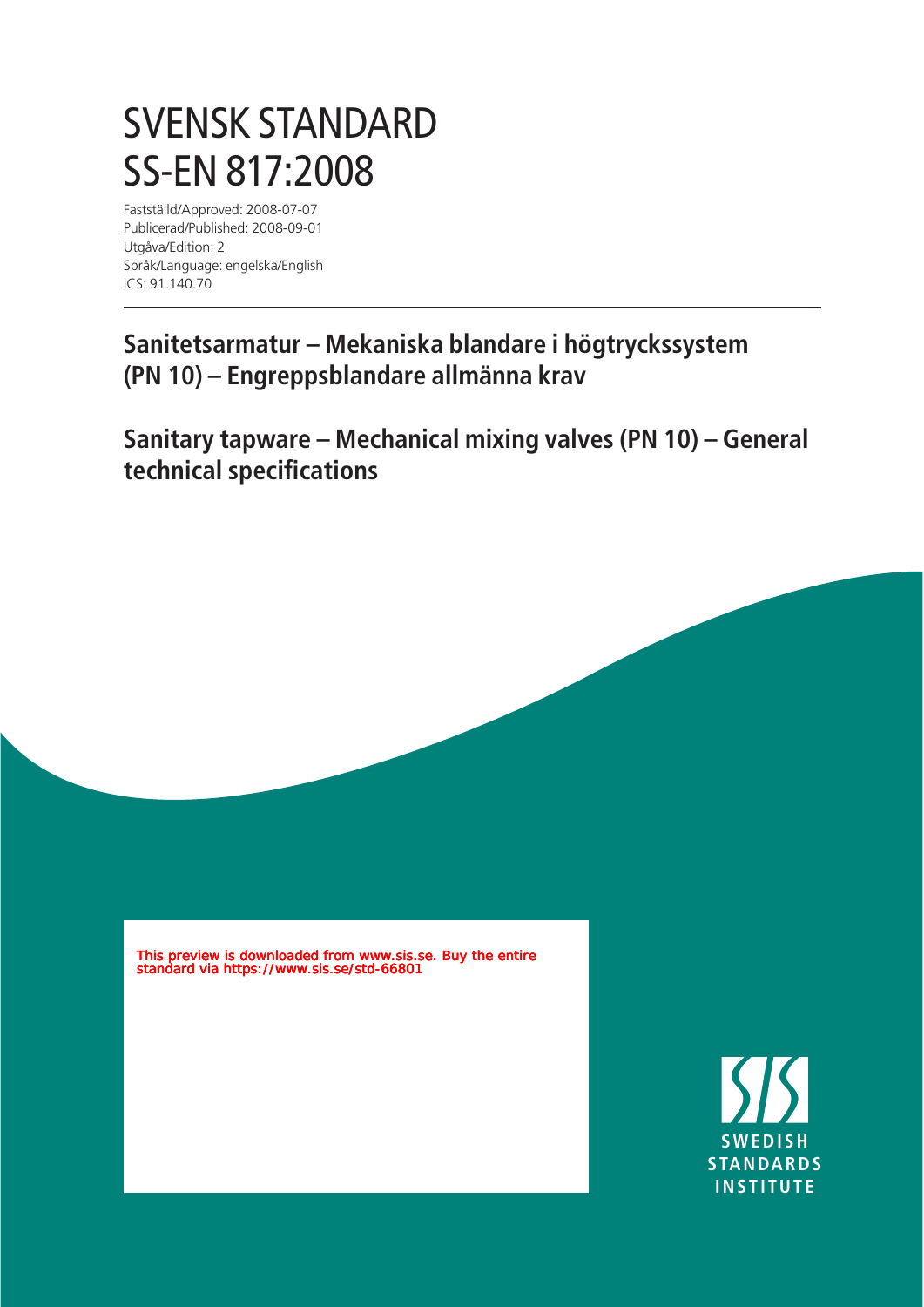# SVENSK STANDARD
# SS-EN 817:2008

Fastställd/Approved: 2008-07-07
Publicerad/Published: 2008-09-01
Utgåva/Edition: 2
Språk/Language: engelska/English
ICS: 91.140.70

## Sanitetsarmatur – Mekaniska blandare i högtryckssystem (PN 10) – Engreppsblandare allmänna krav

## Sanitary tapware – Mechanical mixing valves (PN 10) – General technical specifications

This preview is downloaded from www.sis.se. Buy the entire standard via https://www.sis.se/std-66801

SWEDISH STANDARDS INSTITUTE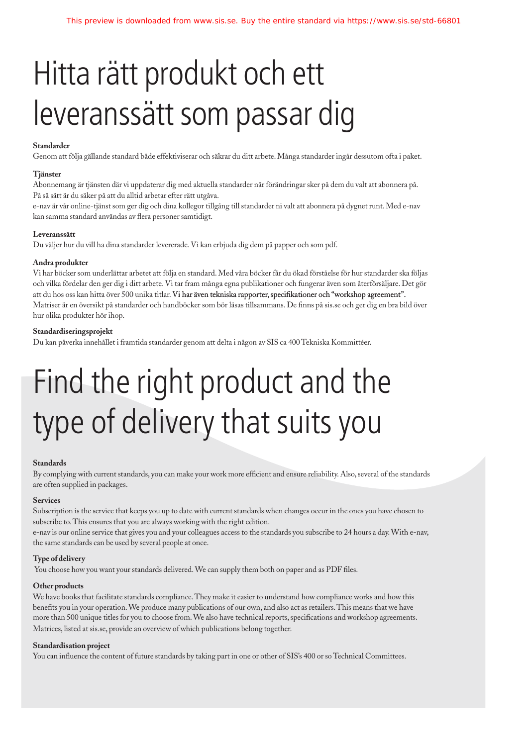# Hitta rätt produkt och ett leveranssätt som passar dig

**Standarder**

Genom att följa gällande standard både effektiviserar och säkrar du ditt arbete. Många standarder ingår dessutom ofta i paket.

**Tjänster**

Abonnemang är tjänsten där vi uppdaterar dig med aktuella standarder när förändringar sker på dem du valt att abonnera på. På så sätt är du säker på att du alltid arbetar efter rätt utgåva.

e-nav är vår online-tjänst som ger dig och dina kollegor tillgång till standarder ni valt att abonnera på dygnet runt. Med e-nav kan samma standard användas av flera personer samtidigt.

**Leveranssätt**

Du väljer hur du vill ha dina standarder levererade. Vi kan erbjuda dig dem på papper och som pdf.

**Andra produkter**

Vi har böcker som underlättar arbetet att följa en standard. Med våra böcker får du ökad förståelse för hur standarder ska följas och vilka fördelar den ger dig i ditt arbete. Vi tar fram många egna publikationer och fungerar även som återförsäljare. Det gör att du hos oss kan hitta över 500 unika titlar. Vi har även tekniska rapporter, specifikationer och "workshop agreement". Matriser är en översikt på standarder och handböcker som bör läsas tillsammans. De finns på sis.se och ger dig en bra bild över hur olika produkter hör ihop.

**Standardiseringsprojekt**

Du kan påverka innehållet i framtida standarder genom att delta i någon av SIS ca 400 Tekniska Kommittéer.

# Find the right product and the type of delivery that suits you

**Standards**

By complying with current standards, you can make your work more efficient and ensure reliability. Also, several of the standards are often supplied in packages.

**Services**

Subscription is the service that keeps you up to date with current standards when changes occur in the ones you have chosen to subscribe to. This ensures that you are always working with the right edition.

e-nav is our online service that gives you and your colleagues access to the standards you subscribe to 24 hours a day. With e-nav, the same standards can be used by several people at once.

**Type of delivery**

You choose how you want your standards delivered. We can supply them both on paper and as PDF files.

**Other products**

We have books that facilitate standards compliance. They make it easier to understand how compliance works and how this benefits you in your operation. We produce many publications of our own, and also act as retailers. This means that we have more than 500 unique titles for you to choose from. We also have technical reports, specifications and workshop agreements. Matrices, listed at sis.se, provide an overview of which publications belong together.

**Standardisation project**

You can influence the content of future standards by taking part in one or other of SIS's 400 or so Technical Committees.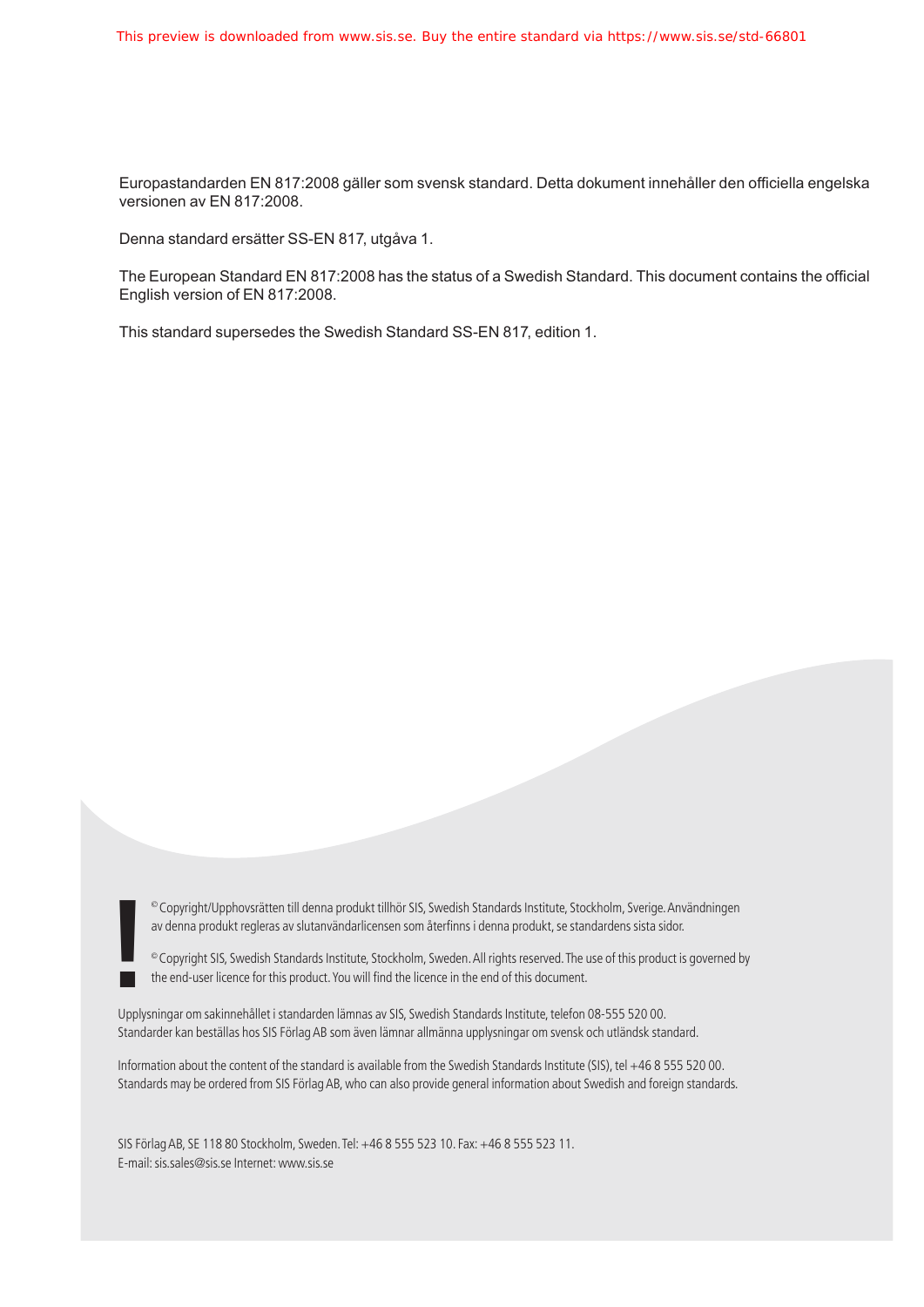Europastandarden EN 817:2008 gäller som svensk standard. Detta dokument innehåller den officiella engelska versionen av EN 817:2008.

Denna standard ersätter SS-EN 817, utgåva 1.

The European Standard EN 817:2008 has the status of a Swedish Standard. This document contains the official English version of EN 817:2008.

This standard supersedes the Swedish Standard SS-EN 817, edition 1.

© Copyright/Upphovsrätten till denna produkt tillhör SIS, Swedish Standards Institute, Stockholm, Sverige. Användningen av denna produkt regleras av slutanvändarlicensen som återfinns i denna produkt, se standardens sista sidor.

© Copyright SIS, Swedish Standards Institute, Stockholm, Sweden. All rights reserved. The use of this product is governed by the end-user licence for this product. You will find the licence in the end of this document.

Upplysningar om sakinnehållet i standarden lämnas av SIS, Swedish Standards Institute, telefon 08-555 520 00.
Standarder kan beställas hos SIS Förlag AB som även lämnar allmänna upplysningar om svensk och utländsk standard.

Information about the content of the standard is available from the Swedish Standards Institute (SIS), tel +46 8 555 520 00.
Standards may be ordered from SIS Förlag AB, who can also provide general information about Swedish and foreign standards.

SIS Förlag AB, SE 118 80 Stockholm, Sweden. Tel: +46 8 555 523 10. Fax: +46 8 555 523 11.
E-mail: sis.sales@sis.se Internet: www.sis.se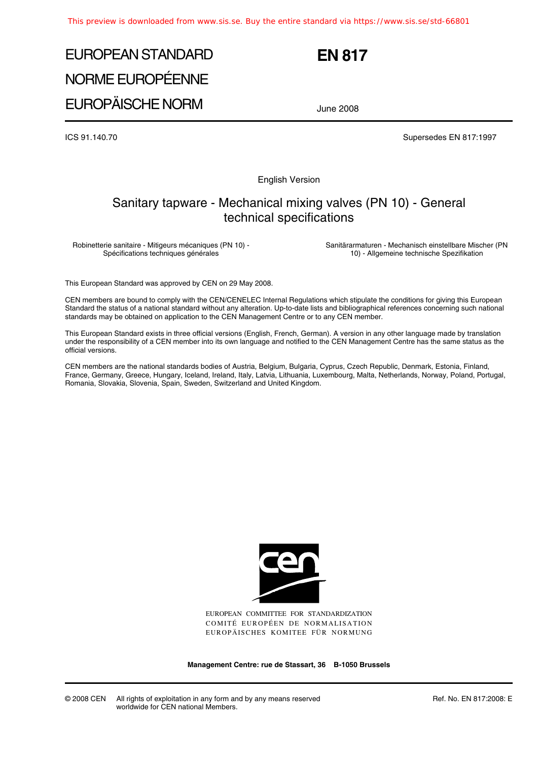This preview is downloaded from www.sis.se. Buy the entire standard via https://www.sis.se/std-66801

# EUROPEAN STANDARD
# NORME EUROPÉENNE
# EUROPÄISCHE NORM

**EN 817**

June 2008

ICS 91.140.70

Supersedes EN 817:1997

English Version

## Sanitary tapware - Mechanical mixing valves (PN 10) - General technical specifications

Robinetterie sanitaire - Mitigeurs mécaniques (PN 10) - Spécifications techniques générales

Sanitärarmaturen - Mechanisch einstellbare Mischer (PN 10) - Allgemeine technische Spezifikation

This European Standard was approved by CEN on 29 May 2008.

CEN members are bound to comply with the CEN/CENELEC Internal Regulations which stipulate the conditions for giving this European Standard the status of a national standard without any alteration. Up-to-date lists and bibliographical references concerning such national standards may be obtained on application to the CEN Management Centre or to any CEN member.

This European Standard exists in three official versions (English, French, German). A version in any other language made by translation under the responsibility of a CEN member into its own language and notified to the CEN Management Centre has the same status as the official versions.

CEN members are the national standards bodies of Austria, Belgium, Bulgaria, Cyprus, Czech Republic, Denmark, Estonia, Finland, France, Germany, Greece, Hungary, Iceland, Ireland, Italy, Latvia, Lithuania, Luxembourg, Malta, Netherlands, Norway, Poland, Portugal, Romania, Slovakia, Slovenia, Spain, Sweden, Switzerland and United Kingdom.

EUROPEAN COMMITTEE FOR STANDARDIZATION
COMITÉ EUROPÉEN DE NORMALISATION
EUROPÄISCHES KOMITEE FÜR NORMUNG

**Management Centre: rue de Stassart, 36 B-1050 Brussels**

© 2008 CEN All rights of exploitation in any form and by any means reserved worldwide for CEN national Members.

Ref. No. EN 817:2008: E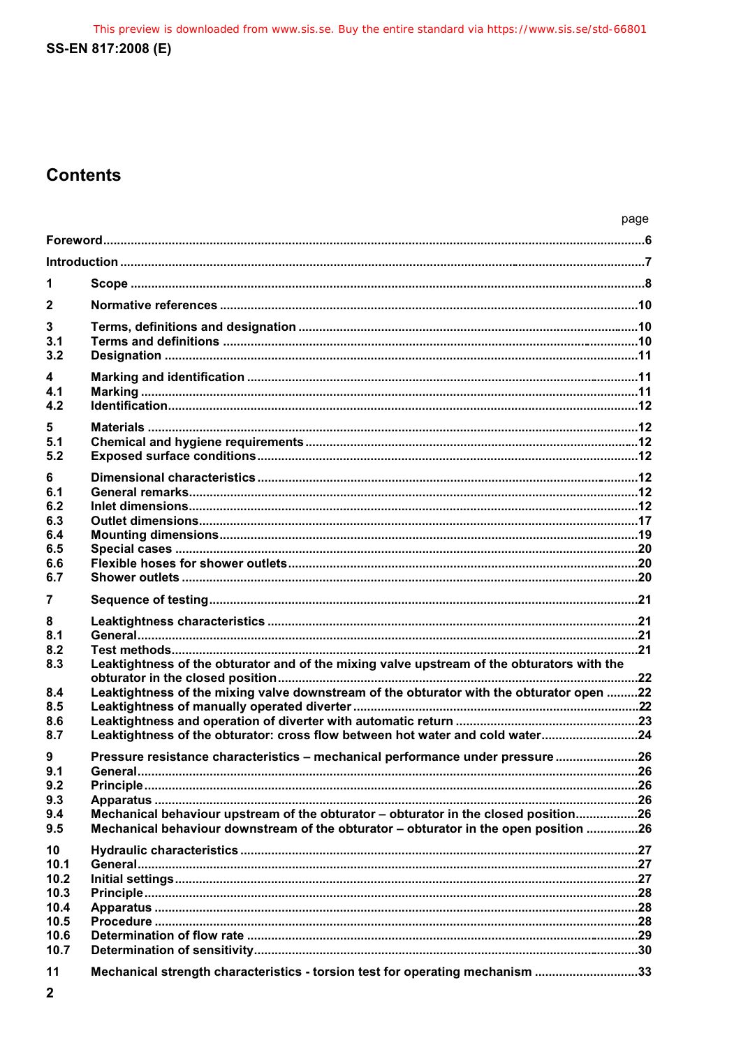## Contents

| | | page |
|---|---|---|
| **Foreword** | | **6** |
| **Introduction** | | **7** |
| **1** | **Scope** | **8** |
| **2** | **Normative references** | **10** |
| **3** | **Terms, definitions and designation** | **10** |
| **3.1** | **Terms and definitions** | **10** |
| **3.2** | **Designation** | **11** |
| **4** | **Marking and identification** | **11** |
| **4.1** | **Marking** | **11** |
| **4.2** | **Identification** | **12** |
| **5** | **Materials** | **12** |
| **5.1** | **Chemical and hygiene requirements** | **12** |
| **5.2** | **Exposed surface conditions** | **12** |
| **6** | **Dimensional characteristics** | **12** |
| **6.1** | **General remarks** | **12** |
| **6.2** | **Inlet dimensions** | **12** |
| **6.3** | **Outlet dimensions** | **17** |
| **6.4** | **Mounting dimensions** | **19** |
| **6.5** | **Special cases** | **20** |
| **6.6** | **Flexible hoses for shower outlets** | **20** |
| **6.7** | **Shower outlets** | **20** |
| **7** | **Sequence of testing** | **21** |
| **8** | **Leaktightness characteristics** | **21** |
| **8.1** | **General** | **21** |
| **8.2** | **Test methods** | **21** |
| **8.3** | **Leaktightness of the obturator and of the mixing valve upstream of the obturators with the obturator in the closed position** | **22** |
| **8.4** | **Leaktightness of the mixing valve downstream of the obturator with the obturator open** | **22** |
| **8.5** | **Leaktightness of manually operated diverter** | **22** |
| **8.6** | **Leaktightness and operation of diverter with automatic return** | **23** |
| **8.7** | **Leaktightness of the obturator: cross flow between hot water and cold water** | **24** |
| **9** | **Pressure resistance characteristics – mechanical performance under pressure** | **26** |
| **9.1** | **General** | **26** |
| **9.2** | **Principle** | **26** |
| **9.3** | **Apparatus** | **26** |
| **9.4** | **Mechanical behaviour upstream of the obturator – obturator in the closed position** | **26** |
| **9.5** | **Mechanical behaviour downstream of the obturator – obturator in the open position** | **26** |
| **10** | **Hydraulic characteristics** | **27** |
| **10.1** | **General** | **27** |
| **10.2** | **Initial settings** | **27** |
| **10.3** | **Principle** | **28** |
| **10.4** | **Apparatus** | **28** |
| **10.5** | **Procedure** | **28** |
| **10.6** | **Determination of flow rate** | **29** |
| **10.7** | **Determination of sensitivity** | **30** |
| **11** | **Mechanical strength characteristics - torsion test for operating mechanism** | **33** |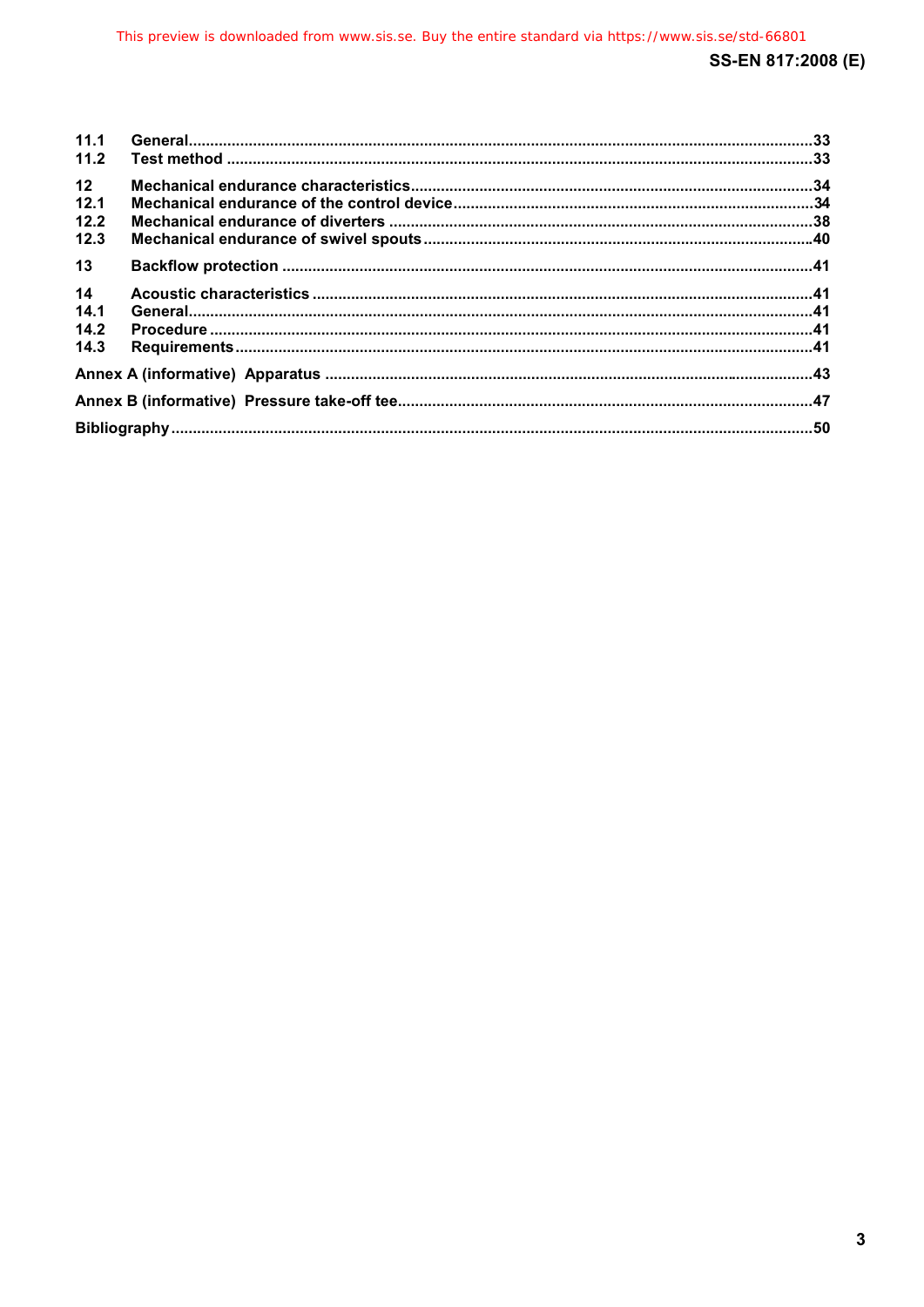| | | |
|---|---|---|
| 11.1 | General | 33 |
| 11.2 | Test method | 33 |
| 12 | Mechanical endurance characteristics | 34 |
| 12.1 | Mechanical endurance of the control device | 34 |
| 12.2 | Mechanical endurance of diverters | 38 |
| 12.3 | Mechanical endurance of swivel spouts | 40 |
| 13 | Backflow protection | 41 |
| 14 | Acoustic characteristics | 41 |
| 14.1 | General | 41 |
| 14.2 | Procedure | 41 |
| 14.3 | Requirements | 41 |
| Annex A (informative) | Apparatus | 43 |
| Annex B (informative) | Pressure take-off tee | 47 |
| Bibliography | | 50 |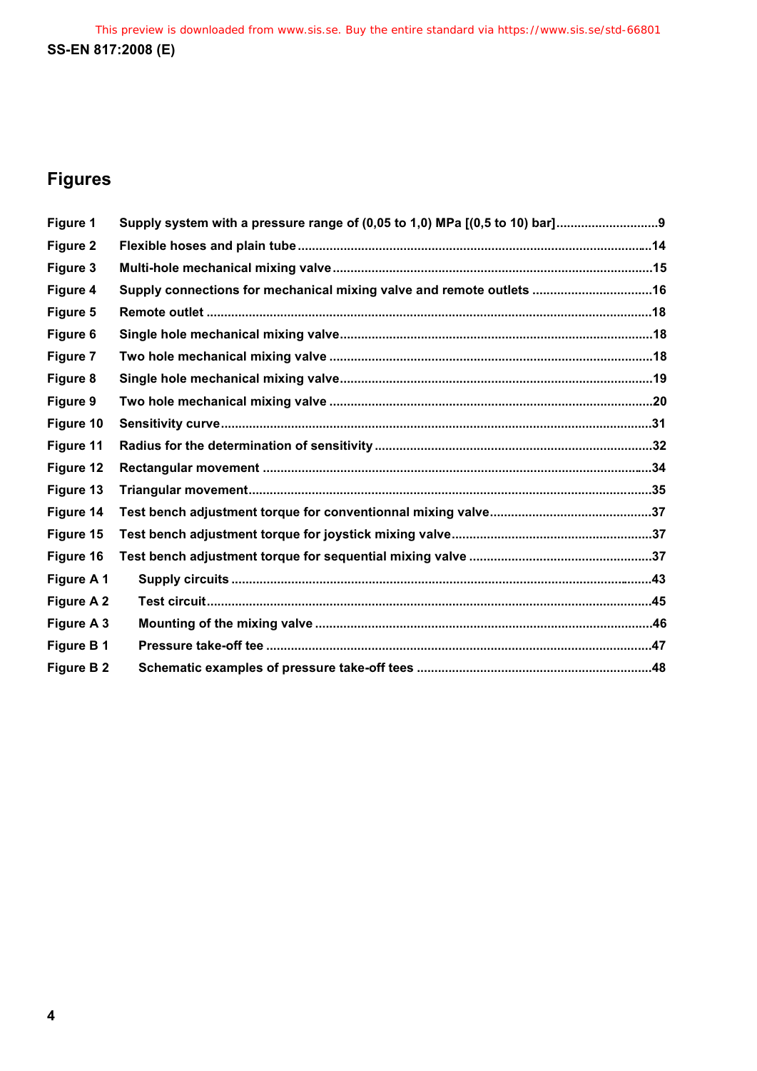## Figures

Figure 1 Supply system with a pressure range of (0,05 to 1,0) MPa [(0,5 to 10) bar] ............................9

Figure 2 Flexible hoses and plain tube ..................................................................................................14

Figure 3 Multi-hole mechanical mixing valve .........................................................................................15

Figure 4 Supply connections for mechanical mixing valve and remote outlets .................................16

Figure 5 Remote outlet ............................................................................................................................18

Figure 6 Single hole mechanical mixing valve.......................................................................................18

Figure 7 Two hole mechanical mixing valve ..........................................................................................18

Figure 8 Single hole mechanical mixing valve.......................................................................................19

Figure 9 Two hole mechanical mixing valve ..........................................................................................20

Figure 10 Sensitivity curve........................................................................................................................31

Figure 11 Radius for the determination of sensitivity .............................................................................32

Figure 12 Rectangular movement ............................................................................................................34

Figure 13 Triangular movement................................................................................................................35

Figure 14 Test bench adjustment torque for conventionnal mixing valve.............................................37

Figure 15 Test bench adjustment torque for joystick mixing valve........................................................37

Figure 16 Test bench adjustment torque for sequential mixing valve ...................................................37

Figure A 1 Supply circuits .....................................................................................................................43

Figure A 2 Test circuit............................................................................................................................45

Figure A 3 Mounting of the mixing valve ..............................................................................................46

Figure B 1 Pressure take-off tee ............................................................................................................47

Figure B 2 Schematic examples of pressure take-off tees ..................................................................48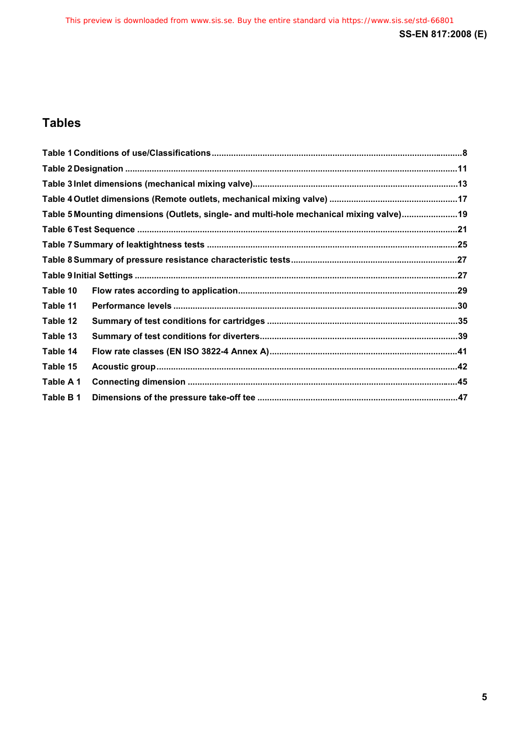## Tables

Table 1 Conditions of use/Classifications ........................................................................................................8

Table 2 Designation ..........................................................................................................................................11

Table 3 Inlet dimensions (mechanical mixing valve)......................................................................................13

Table 4 Outlet dimensions (Remote outlets, mechanical mixing valve) ......................................................17

Table 5 Mounting dimensions (Outlets, single- and multi-hole mechanical mixing valve).........................19

Table 6 Test Sequence .....................................................................................................................................21

Table 7 Summary of leaktightness tests ........................................................................................................25

Table 8 Summary of pressure resistance characteristic tests......................................................................27

Table 9 Initial Settings ......................................................................................................................................27

Table 10 Flow rates according to application...............................................................................................29

Table 11 Performance levels ..........................................................................................................................30

Table 12 Summary of test conditions for cartridges ....................................................................................35

Table 13 Summary of test conditions for diverters.......................................................................................39

Table 14 Flow rate classes (EN ISO 3822-4 Annex A)..................................................................................41

Table 15 Acoustic group..................................................................................................................................42

Table A 1 Connecting dimension ...................................................................................................................45

Table B 1 Dimensions of the pressure take-off tee .......................................................................................47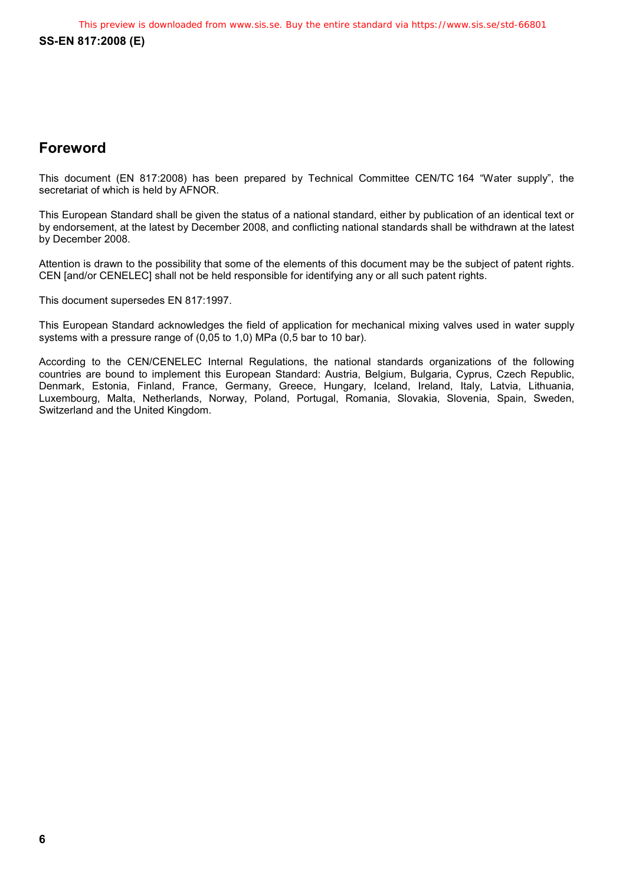## Foreword

This document (EN 817:2008) has been prepared by Technical Committee CEN/TC 164 "Water supply", the secretariat of which is held by AFNOR.

This European Standard shall be given the status of a national standard, either by publication of an identical text or by endorsement, at the latest by December 2008, and conflicting national standards shall be withdrawn at the latest by December 2008.

Attention is drawn to the possibility that some of the elements of this document may be the subject of patent rights. CEN [and/or CENELEC] shall not be held responsible for identifying any or all such patent rights.

This document supersedes EN 817:1997.

This European Standard acknowledges the field of application for mechanical mixing valves used in water supply systems with a pressure range of (0,05 to 1,0) MPa (0,5 bar to 10 bar).

According to the CEN/CENELEC Internal Regulations, the national standards organizations of the following countries are bound to implement this European Standard: Austria, Belgium, Bulgaria, Cyprus, Czech Republic, Denmark, Estonia, Finland, France, Germany, Greece, Hungary, Iceland, Ireland, Italy, Latvia, Lithuania, Luxembourg, Malta, Netherlands, Norway, Poland, Portugal, Romania, Slovakia, Slovenia, Spain, Sweden, Switzerland and the United Kingdom.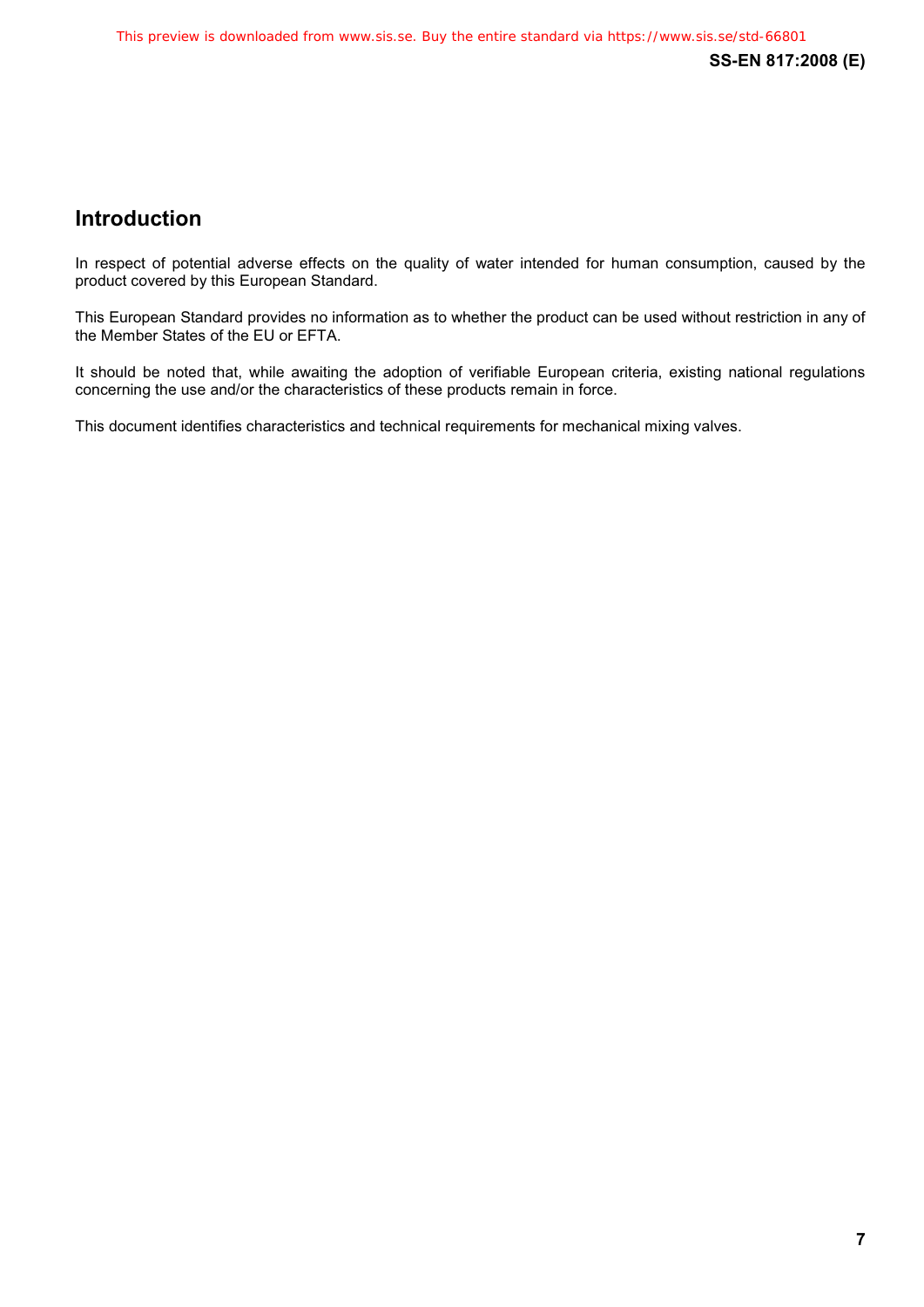## Introduction

In respect of potential adverse effects on the quality of water intended for human consumption, caused by the product covered by this European Standard.

This European Standard provides no information as to whether the product can be used without restriction in any of the Member States of the EU or EFTA.

It should be noted that, while awaiting the adoption of verifiable European criteria, existing national regulations concerning the use and/or the characteristics of these products remain in force.

This document identifies characteristics and technical requirements for mechanical mixing valves.